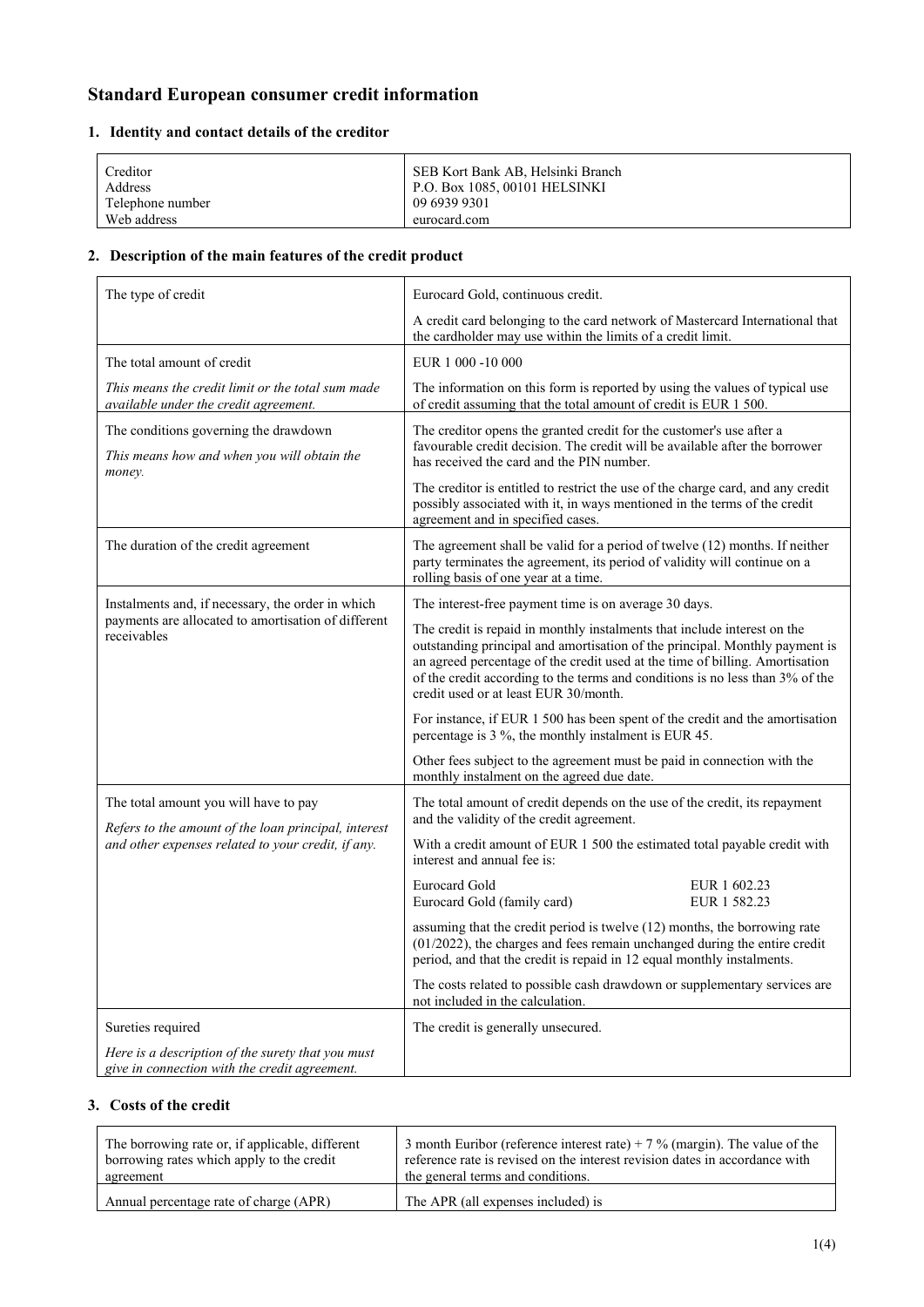# Standard European consumer credit information

## 1. Identity and contact details of the creditor

| | |
|---|---|
| Creditor | SEB Kort Bank AB, Helsinki Branch |
| Address | P.O. Box 1085, 00101 HELSINKI |
| Telephone number | 09 6939 9301 |
| Web address | eurocard.com |

## 2. Description of the main features of the credit product

| | |
|---|---|
| The type of credit | Eurocard Gold, continuous credit.<br><br>A credit card belonging to the card network of Mastercard International that the cardholder may use within the limits of a credit limit. |
| The total amount of credit<br><br>*This means the credit limit or the total sum made available under the credit agreement.* | EUR 1 000 -10 000<br><br>The information on this form is reported by using the values of typical use of credit assuming that the total amount of credit is EUR 1 500. |
| The conditions governing the drawdown<br><br>*This means how and when you will obtain the money.* | The creditor opens the granted credit for the customer's use after a favourable credit decision. The credit will be available after the borrower has received the card and the PIN number.<br><br>The creditor is entitled to restrict the use of the charge card, and any credit possibly associated with it, in ways mentioned in the terms of the credit agreement and in specified cases. |
| The duration of the credit agreement | The agreement shall be valid for a period of twelve (12) months. If neither party terminates the agreement, its period of validity will continue on a rolling basis of one year at a time. |
| Instalments and, if necessary, the order in which payments are allocated to amortisation of different receivables | The interest-free payment time is on average 30 days.<br><br>The credit is repaid in monthly instalments that include interest on the outstanding principal and amortisation of the principal. Monthly payment is an agreed percentage of the credit used at the time of billing. Amortisation of the credit according to the terms and conditions is no less than 3% of the credit used or at least EUR 30/month.<br><br>For instance, if EUR 1 500 has been spent of the credit and the amortisation percentage is 3 %, the monthly instalment is EUR 45.<br><br>Other fees subject to the agreement must be paid in connection with the monthly instalment on the agreed due date. |
| The total amount you will have to pay<br><br>*Refers to the amount of the loan principal, interest and other expenses related to your credit, if any.* | The total amount of credit depends on the use of the credit, its repayment and the validity of the credit agreement.<br><br>With a credit amount of EUR 1 500 the estimated total payable credit with interest and annual fee is:<br><br>Eurocard Gold EUR 1 602.23<br>Eurocard Gold (family card) EUR 1 582.23<br><br>assuming that the credit period is twelve (12) months, the borrowing rate (01/2022), the charges and fees remain unchanged during the entire credit period, and that the credit is repaid in 12 equal monthly instalments.<br><br>The costs related to possible cash drawdown or supplementary services are not included in the calculation. |
| Sureties required<br><br>*Here is a description of the surety that you must give in connection with the credit agreement.* | The credit is generally unsecured. |

## 3. Costs of the credit

| | |
|---|---|
| The borrowing rate or, if applicable, different borrowing rates which apply to the credit agreement | 3 month Euribor (reference interest rate) + 7 % (margin). The value of the reference rate is revised on the interest revision dates in accordance with the general terms and conditions. |
| Annual percentage rate of charge (APR) | The APR (all expenses included) is |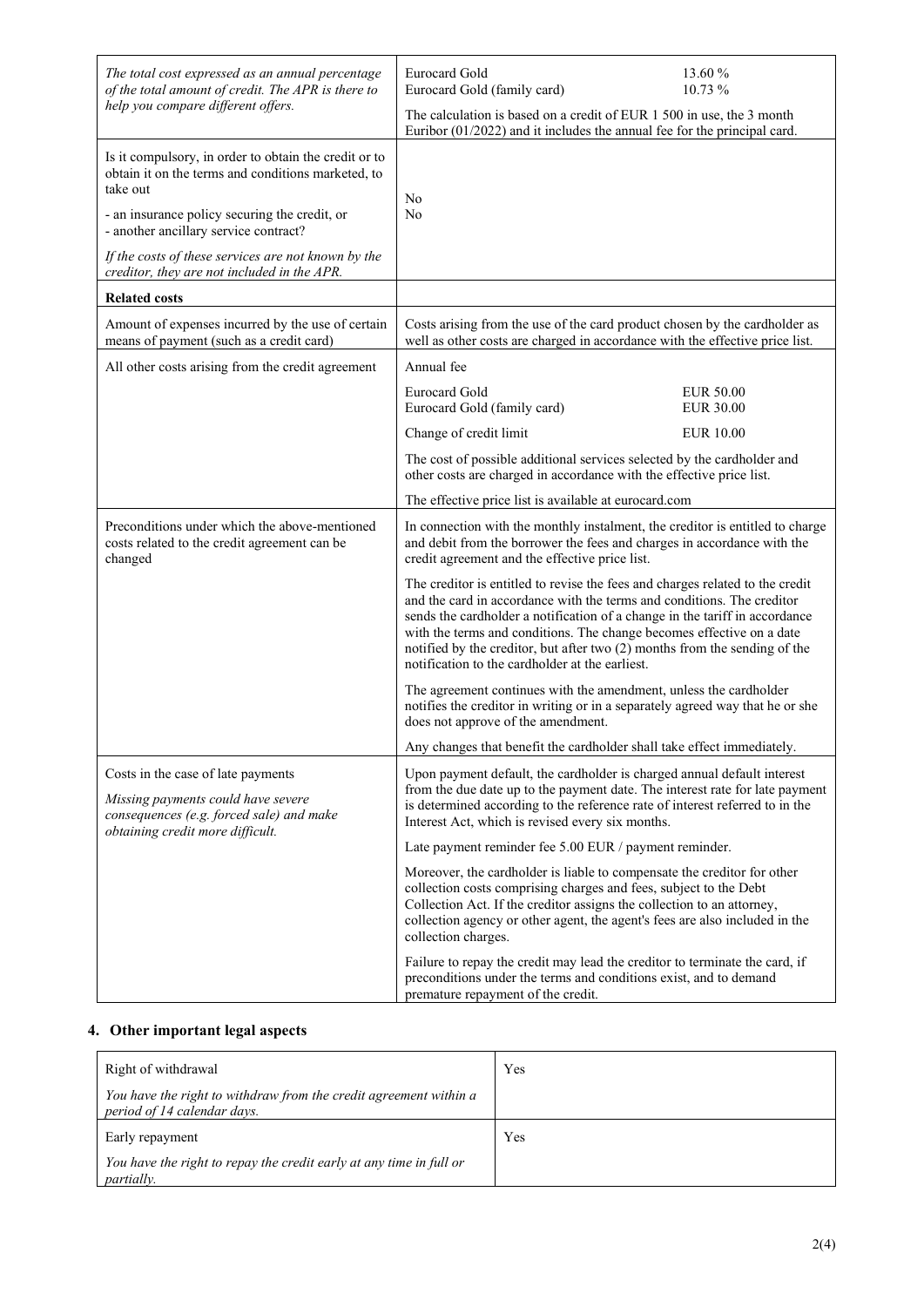| | |
|---|---|
| *The total cost expressed as an annual percentage of the total amount of credit. The APR is there to help you compare different offers.* | Eurocard Gold 13.60 %<br>Eurocard Gold (family card) 10.73 %<br><br>The calculation is based on a credit of EUR 1 500 in use, the 3 month Euribor (01/2022) and it includes the annual fee for the principal card. |
| Is it compulsory, in order to obtain the credit or to obtain it on the terms and conditions marketed, to take out<br><br>- an insurance policy securing the credit, or<br>- another ancillary service contract?<br><br>*If the costs of these services are not known by the creditor, they are not included in the APR.* | No<br>No |
| **Related costs** | |
| Amount of expenses incurred by the use of certain means of payment (such as a credit card) | Costs arising from the use of the card product chosen by the cardholder as well as other costs are charged in accordance with the effective price list. |
| All other costs arising from the credit agreement | Annual fee<br><br>Eurocard Gold EUR 50.00<br>Eurocard Gold (family card) EUR 30.00<br><br>Change of credit limit EUR 10.00<br><br>The cost of possible additional services selected by the cardholder and other costs are charged in accordance with the effective price list.<br><br>The effective price list is available at eurocard.com |
| Preconditions under which the above-mentioned costs related to the credit agreement can be changed | In connection with the monthly instalment, the creditor is entitled to charge and debit from the borrower the fees and charges in accordance with the credit agreement and the effective price list.<br><br>The creditor is entitled to revise the fees and charges related to the credit and the card in accordance with the terms and conditions. The creditor sends the cardholder a notification of a change in the tariff in accordance with the terms and conditions. The change becomes effective on a date notified by the creditor, but after two (2) months from the sending of the notification to the cardholder at the earliest.<br><br>The agreement continues with the amendment, unless the cardholder notifies the creditor in writing or in a separately agreed way that he or she does not approve of the amendment.<br><br>Any changes that benefit the cardholder shall take effect immediately. |
| Costs in the case of late payments<br><br>*Missing payments could have severe consequences (e.g. forced sale) and make obtaining credit more difficult.* | Upon payment default, the cardholder is charged annual default interest from the due date up to the payment date. The interest rate for late payment is determined according to the reference rate of interest referred to in the Interest Act, which is revised every six months.<br><br>Late payment reminder fee 5.00 EUR / payment reminder.<br><br>Moreover, the cardholder is liable to compensate the creditor for other collection costs comprising charges and fees, subject to the Debt Collection Act. If the creditor assigns the collection to an attorney, collection agency or other agent, the agent's fees are also included in the collection charges.<br><br>Failure to repay the credit may lead the creditor to terminate the card, if preconditions under the terms and conditions exist, and to demand premature repayment of the credit. |

## 4. Other important legal aspects

| | |
|---|---|
| Right of withdrawal<br><br>*You have the right to withdraw from the credit agreement within a period of 14 calendar days.* | Yes |
| Early repayment<br><br>*You have the right to repay the credit early at any time in full or partially.* | Yes |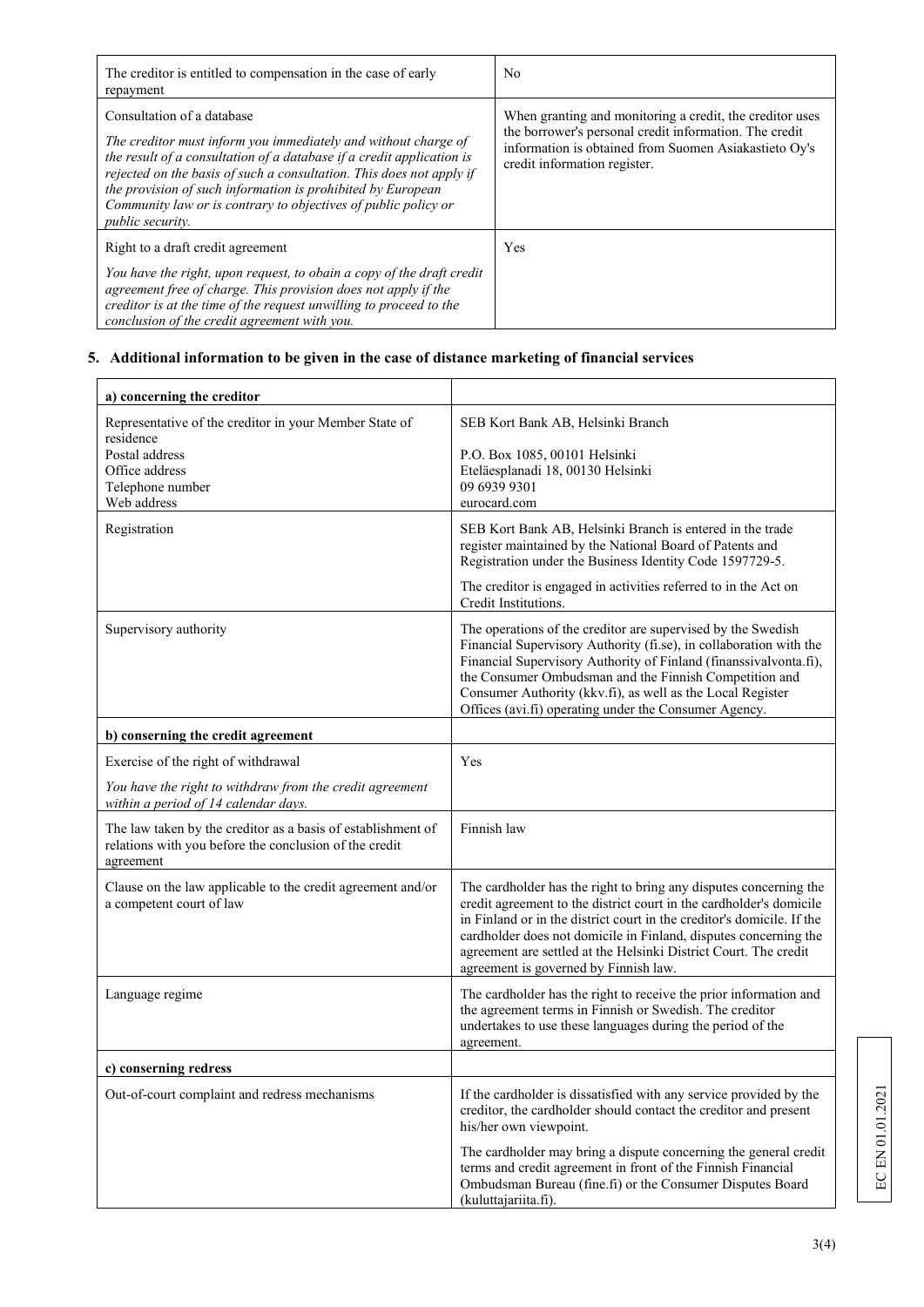| | |
|---|---|
| The creditor is entitled to compensation in the case of early repayment | No |
| Consultation of a database<br><br>*The creditor must inform you immediately and without charge of the result of a consultation of a database if a credit application is rejected on the basis of such a consultation. This does not apply if the provision of such information is prohibited by European Community law or is contrary to objectives of public policy or public security.* | When granting and monitoring a credit, the creditor uses the borrower's personal credit information. The credit information is obtained from Suomen Asiakastieto Oy's credit information register. |
| Right to a draft credit agreement<br><br>*You have the right, upon request, to obtain a copy of the draft credit agreement free of charge. This provision does not apply if the creditor is at the time of the request unwilling to proceed to the conclusion of the credit agreement with you.* | Yes |

## 5. Additional information to be given in the case of distance marketing of financial services

| | |
|---|---|
| **a) concerning the creditor** | |
| Representative of the creditor in your Member State of residence<br>Postal address<br>Office address<br>Telephone number<br>Web address | SEB Kort Bank AB, Helsinki Branch<br><br>P.O. Box 1085, 00101 Helsinki<br>Eteläesplanadi 18, 00130 Helsinki<br>09 6939 9301<br>eurocard.com |
| Registration | SEB Kort Bank AB, Helsinki Branch is entered in the trade register maintained by the National Board of Patents and Registration under the Business Identity Code 1597729-5.<br><br>The creditor is engaged in activities referred to in the Act on Credit Institutions. |
| Supervisory authority | The operations of the creditor are supervised by the Swedish Financial Supervisory Authority (fi.se), in collaboration with the Financial Supervisory Authority of Finland (finanssivalvonta.fi), the Consumer Ombudsman and the Finnish Competition and Consumer Authority (kkv.fi), as well as the Local Register Offices (avi.fi) operating under the Consumer Agency. |
| **b) conserning the credit agreement** | |
| Exercise of the right of withdrawal<br><br>*You have the right to withdraw from the credit agreement within a period of 14 calendar days.* | Yes |
| The law taken by the creditor as a basis of establishment of relations with you before the conclusion of the credit agreement | Finnish law |
| Clause on the law applicable to the credit agreement and/or a competent court of law | The cardholder has the right to bring any disputes concerning the credit agreement to the district court in the cardholder's domicile in Finland or in the district court in the creditor's domicile. If the cardholder does not domicile in Finland, disputes concerning the agreement are settled at the Helsinki District Court. The credit agreement is governed by Finnish law. |
| Language regime | The cardholder has the right to receive the prior information and the agreement terms in Finnish or Swedish. The creditor undertakes to use these languages during the period of the agreement. |
| **c) conserning redress** | |
| Out-of-court complaint and redress mechanisms | If the cardholder is dissatisfied with any service provided by the creditor, the cardholder should contact the creditor and present his/her own viewpoint.<br><br>The cardholder may bring a dispute concerning the general credit terms and credit agreement in front of the Finnish Financial Ombudsman Bureau (fine.fi) or the Consumer Disputes Board (kuluttajariita.fi). |

EC EN 01.01.2021